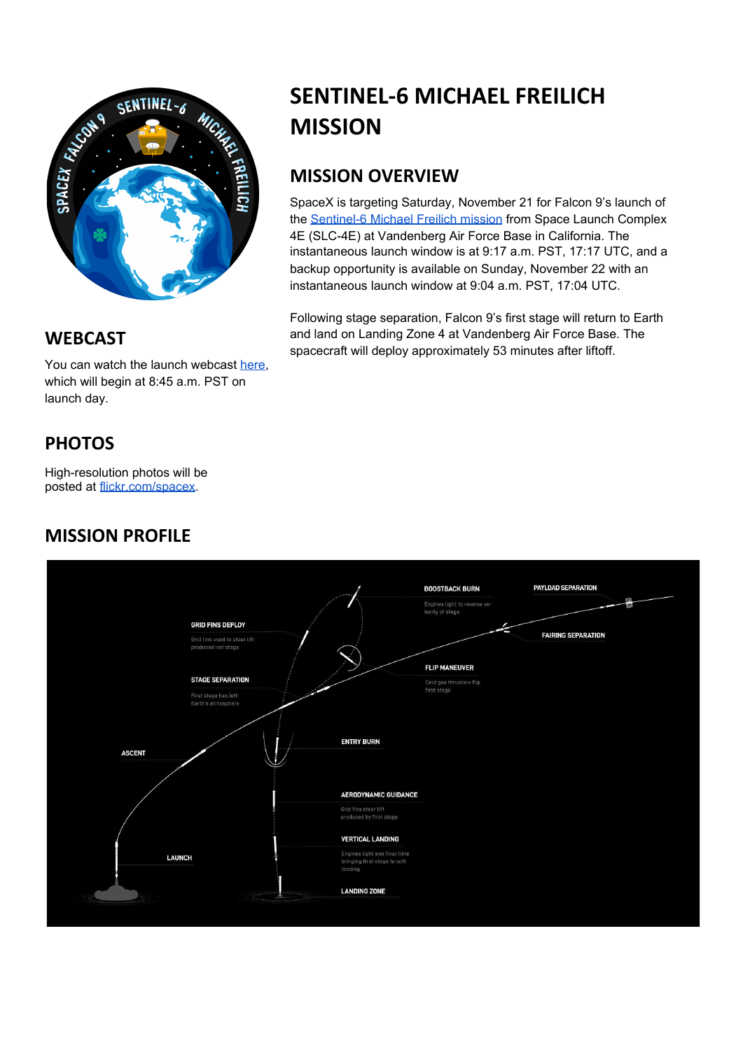# SENTINEL-6 MICHAEL FREILICH MISSION

## MISSION OVERVIEW

SpaceX is targeting Saturday, November 21 for Falcon 9's launch of the Sentinel-6 Michael Freilich mission from Space Launch Complex 4E (SLC-4E) at Vandenberg Air Force Base in California. The instantaneous launch window is at 9:17 a.m. PST, 17:17 UTC, and a backup opportunity is available on Sunday, November 22 with an instantaneous launch window at 9:04 a.m. PST, 17:04 UTC.

Following stage separation, Falcon 9's first stage will return to Earth and land on Landing Zone 4 at Vandenberg Air Force Base. The spacecraft will deploy approximately 53 minutes after liftoff.

## WEBCAST

You can watch the launch webcast here, which will begin at 8:45 a.m. PST on launch day.

## PHOTOS

High-resolution photos will be posted at flickr.com/spacex.

## MISSION PROFILE

BOOSTBACK BURN
Engines light to reverse velocity of stage

PAYLOAD SEPARATION

FAIRING SEPARATION

GRID FINS DEPLOY
Grid fins used to steer lift produced irst stage

FLIP MANEUVER
Cold gas thrusters flip first stage

STAGE SEPARATION
First stage has left Earth's atmosphere

ENTRY BURN

ASCENT

AERODYNAMIC GUIDANCE
Grid fins steer lift produced by first stage

VERTICAL LANDING
Engines light one final time bringing first stage to soft landing

LAUNCH

LANDING ZONE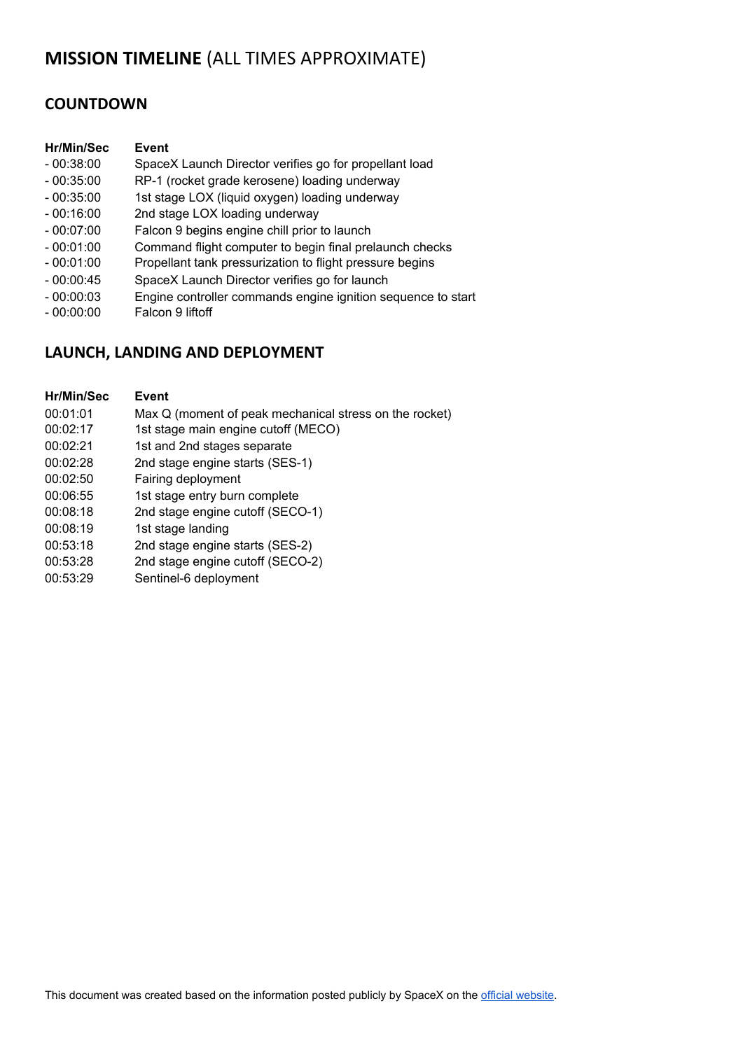# MISSION TIMELINE (ALL TIMES APPROXIMATE)

## COUNTDOWN

| Hr/Min/Sec | Event |
|---|---|
| - 00:38:00 | SpaceX Launch Director verifies go for propellant load |
| - 00:35:00 | RP-1 (rocket grade kerosene) loading underway |
| - 00:35:00 | 1st stage LOX (liquid oxygen) loading underway |
| - 00:16:00 | 2nd stage LOX loading underway |
| - 00:07:00 | Falcon 9 begins engine chill prior to launch |
| - 00:01:00 | Command flight computer to begin final prelaunch checks |
| - 00:01:00 | Propellant tank pressurization to flight pressure begins |
| - 00:00:45 | SpaceX Launch Director verifies go for launch |
| - 00:00:03 | Engine controller commands engine ignition sequence to start |
| - 00:00:00 | Falcon 9 liftoff |

## LAUNCH, LANDING AND DEPLOYMENT

| Hr/Min/Sec | Event |
|---|---|
| 00:01:01 | Max Q (moment of peak mechanical stress on the rocket) |
| 00:02:17 | 1st stage main engine cutoff (MECO) |
| 00:02:21 | 1st and 2nd stages separate |
| 00:02:28 | 2nd stage engine starts (SES-1) |
| 00:02:50 | Fairing deployment |
| 00:06:55 | 1st stage entry burn complete |
| 00:08:18 | 2nd stage engine cutoff (SECO-1) |
| 00:08:19 | 1st stage landing |
| 00:53:18 | 2nd stage engine starts (SES-2) |
| 00:53:28 | 2nd stage engine cutoff (SECO-2) |
| 00:53:29 | Sentinel-6 deployment |

This document was created based on the information posted publicly by SpaceX on the official website.